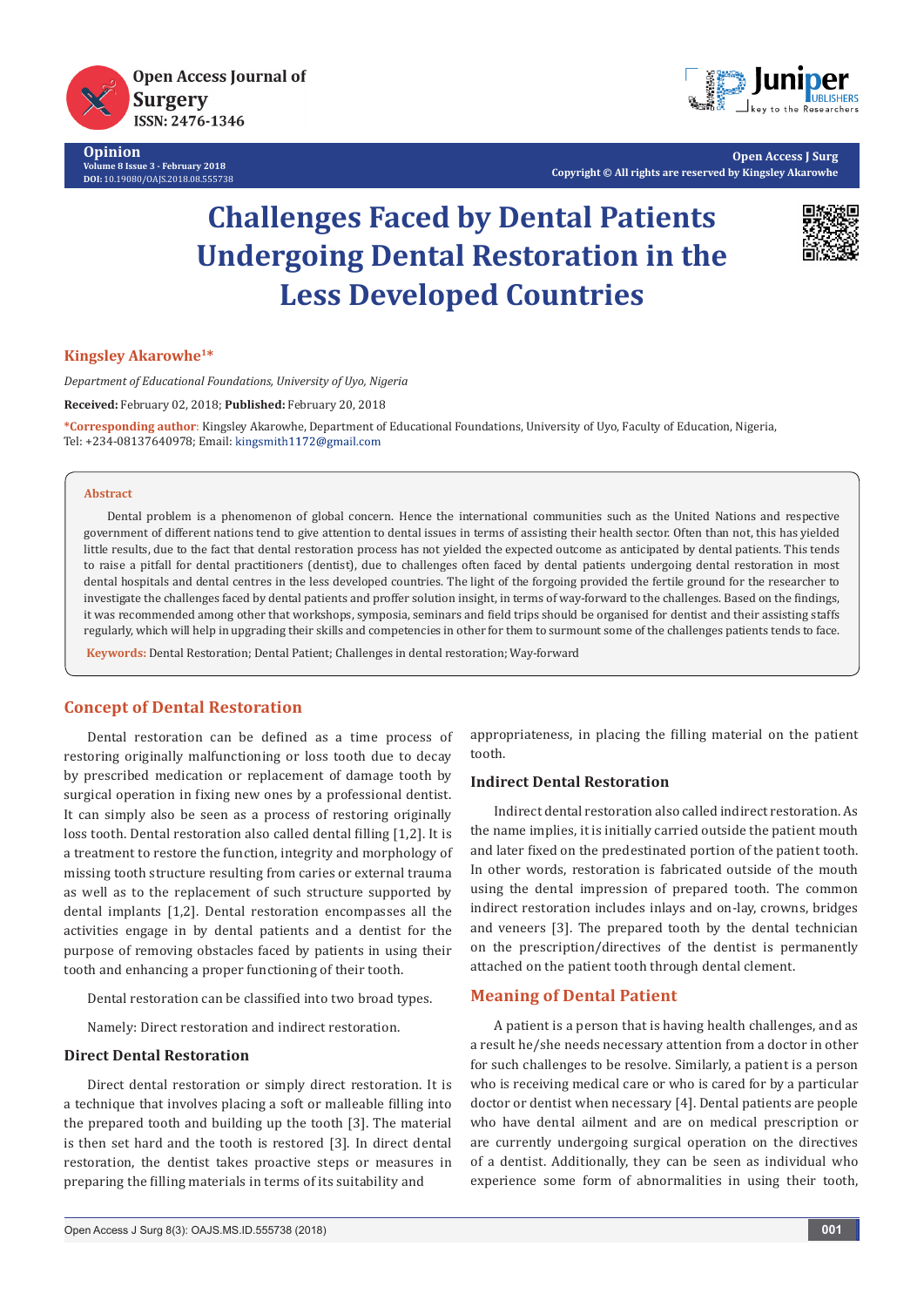**Opinion**
Volume 8 Issue 3 - February 2018
DOI: 10.19080/OAJS.2018.08.555738

Open Access J Surg
Copyright © All rights are reserved by Kingsley Akarowhe

# Challenges Faced by Dental Patients Undergoing Dental Restoration in the Less Developed Countries

**Kingsley Akarowhe[1]***

*Department of Educational Foundations, University of Uyo, Nigeria*

**Received:** February 02, 2018; **Published:** February 20, 2018

***Corresponding author**: Kingsley Akarowhe, Department of Educational Foundations, University of Uyo, Faculty of Education, Nigeria, Tel: +234-08137640978; Email: kingsmith1172@gmail.com

**Abstract**

Dental problem is a phenomenon of global concern. Hence the international communities such as the United Nations and respective government of different nations tend to give attention to dental issues in terms of assisting their health sector. Often than not, this has yielded little results, due to the fact that dental restoration process has not yielded the expected outcome as anticipated by dental patients. This tends to raise a pitfall for dental practitioners (dentist), due to challenges often faced by dental patients undergoing dental restoration in most dental hospitals and dental centres in the less developed countries. The light of the forgoing provided the fertile ground for the researcher to investigate the challenges faced by dental patients and proffer solution insight, in terms of way-forward to the challenges. Based on the findings, it was recommended among other that workshops, symposia, seminars and field trips should be organised for dentist and their assisting staffs regularly, which will help in upgrading their skills and competencies in other for them to surmount some of the challenges patients tends to face.

**Keywords:** Dental Restoration; Dental Patient; Challenges in dental restoration; Way-forward

## Concept of Dental Restoration

Dental restoration can be defined as a time process of restoring originally malfunctioning or loss tooth due to decay by prescribed medication or replacement of damage tooth by surgical operation in fixing new ones by a professional dentist. It can simply also be seen as a process of restoring originally loss tooth. Dental restoration also called dental filling [1,2]. It is a treatment to restore the function, integrity and morphology of missing tooth structure resulting from caries or external trauma as well as to the replacement of such structure supported by dental implants [1,2]. Dental restoration encompasses all the activities engage in by dental patients and a dentist for the purpose of removing obstacles faced by patients in using their tooth and enhancing a proper functioning of their tooth.

Dental restoration can be classified into two broad types.

Namely: Direct restoration and indirect restoration.

### Direct Dental Restoration

Direct dental restoration or simply direct restoration. It is a technique that involves placing a soft or malleable filling into the prepared tooth and building up the tooth [3]. The material is then set hard and the tooth is restored [3]. In direct dental restoration, the dentist takes proactive steps or measures in preparing the filling materials in terms of its suitability and appropriateness, in placing the filling material on the patient tooth.

### Indirect Dental Restoration

Indirect dental restoration also called indirect restoration. As the name implies, it is initially carried outside the patient mouth and later fixed on the predestinated portion of the patient tooth. In other words, restoration is fabricated outside of the mouth using the dental impression of prepared tooth. The common indirect restoration includes inlays and on-lay, crowns, bridges and veneers [3]. The prepared tooth by the dental technician on the prescription/directives of the dentist is permanently attached on the patient tooth through dental clement.

## Meaning of Dental Patient

A patient is a person that is having health challenges, and as a result he/she needs necessary attention from a doctor in other for such challenges to be resolve. Similarly, a patient is a person who is receiving medical care or who is cared for by a particular doctor or dentist when necessary [4]. Dental patients are people who have dental ailment and are on medical prescription or are currently undergoing surgical operation on the directives of a dentist. Additionally, they can be seen as individual who experience some form of abnormalities in using their tooth,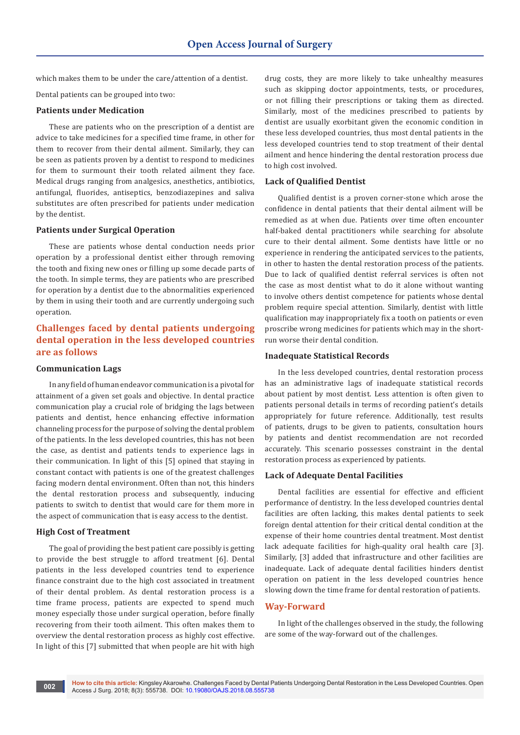which makes them to be under the care/attention of a dentist.

Dental patients can be grouped into two:

### Patients under Medication

These are patients who on the prescription of a dentist are advice to take medicines for a specified time frame, in other for them to recover from their dental ailment. Similarly, they can be seen as patients proven by a dentist to respond to medicines for them to surmount their tooth related ailment they face. Medical drugs ranging from analgesics, anesthetics, antibiotics, antifungal, fluorides, antiseptics, benzodiazepines and saliva substitutes are often prescribed for patients under medication by the dentist.

### Patients under Surgical Operation

These are patients whose dental conduction needs prior operation by a professional dentist either through removing the tooth and fixing new ones or filling up some decade parts of the tooth. In simple terms, they are patients who are prescribed for operation by a dentist due to the abnormalities experienced by them in using their tooth and are currently undergoing such operation.

## Challenges faced by dental patients undergoing dental operation in the less developed countries are as follows

### Communication Lags

In any field of human endeavor communication is a pivotal for attainment of a given set goals and objective. In dental practice communication play a crucial role of bridging the lags between patients and dentist, hence enhancing effective information channeling process for the purpose of solving the dental problem of the patients. In the less developed countries, this has not been the case, as dentist and patients tends to experience lags in their communication. In light of this [5] opined that staying in constant contact with patients is one of the greatest challenges facing modern dental environment. Often than not, this hinders the dental restoration process and subsequently, inducing patients to switch to dentist that would care for them more in the aspect of communication that is easy access to the dentist.

### High Cost of Treatment

The goal of providing the best patient care possibly is getting to provide the best struggle to afford treatment [6]. Dental patients in the less developed countries tend to experience finance constraint due to the high cost associated in treatment of their dental problem. As dental restoration process is a time frame process, patients are expected to spend much money especially those under surgical operation, before finally recovering from their tooth ailment. This often makes them to overview the dental restoration process as highly cost effective. In light of this [7] submitted that when people are hit with high drug costs, they are more likely to take unhealthy measures such as skipping doctor appointments, tests, or procedures, or not filling their prescriptions or taking them as directed. Similarly, most of the medicines prescribed to patients by dentist are usually exorbitant given the economic condition in these less developed countries, thus most dental patients in the less developed countries tend to stop treatment of their dental ailment and hence hindering the dental restoration process due to high cost involved.

### Lack of Qualified Dentist

Qualified dentist is a proven corner-stone which arose the confidence in dental patients that their dental ailment will be remedied as at when due. Patients over time often encounter half-baked dental practitioners while searching for absolute cure to their dental ailment. Some dentists have little or no experience in rendering the anticipated services to the patients, in other to hasten the dental restoration process of the patients. Due to lack of qualified dentist referral services is often not the case as most dentist what to do it alone without wanting to involve others dentist competence for patients whose dental problem require special attention. Similarly, dentist with little qualification may inappropriately fix a tooth on patients or even proscribe wrong medicines for patients which may in the short-run worse their dental condition.

### Inadequate Statistical Records

In the less developed countries, dental restoration process has an administrative lags of inadequate statistical records about patient by most dentist. Less attention is often given to patients personal details in terms of recording patient's details appropriately for future reference. Additionally, test results of patients, drugs to be given to patients, consultation hours by patients and dentist recommendation are not recorded accurately. This scenario possesses constraint in the dental restoration process as experienced by patients.

### Lack of Adequate Dental Facilities

Dental facilities are essential for effective and efficient performance of dentistry. In the less developed countries dental facilities are often lacking, this makes dental patients to seek foreign dental attention for their critical dental condition at the expense of their home countries dental treatment. Most dentist lack adequate facilities for high-quality oral health care [3]. Similarly, [3] added that infrastructure and other facilities are inadequate. Lack of adequate dental facilities hinders dentist operation on patient in the less developed countries hence slowing down the time frame for dental restoration of patients.

## Way-Forward

In light of the challenges observed in the study, the following are some of the way-forward out of the challenges.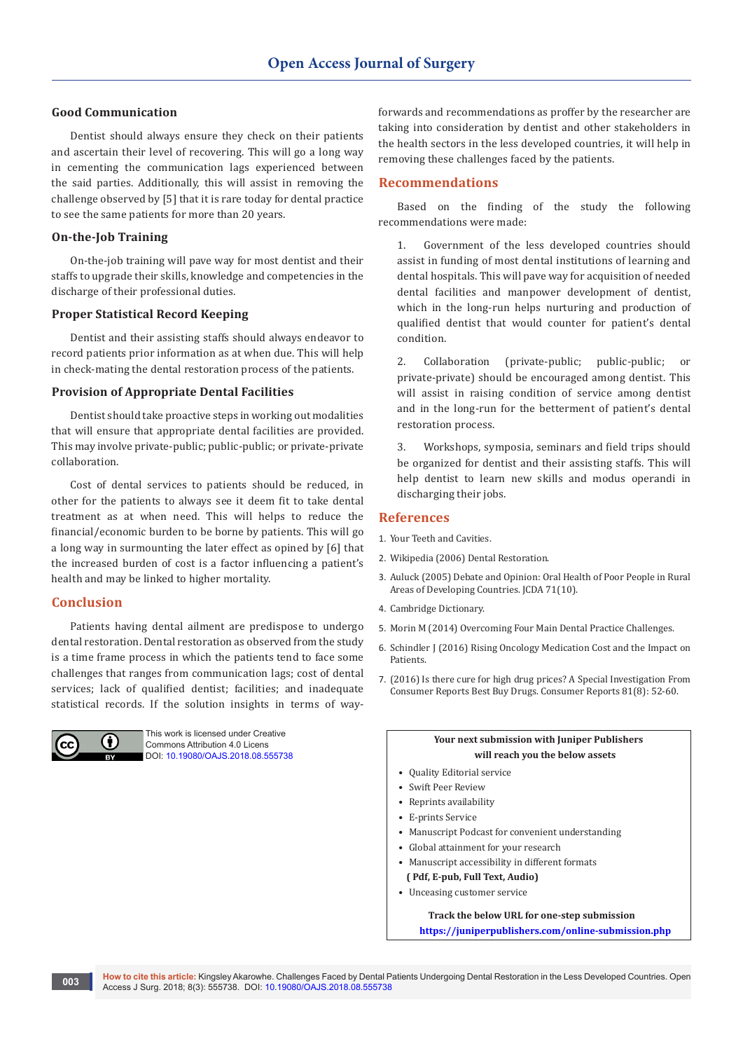### Good Communication

Dentist should always ensure they check on their patients and ascertain their level of recovering. This will go a long way in cementing the communication lags experienced between the said parties. Additionally, this will assist in removing the challenge observed by [5] that it is rare today for dental practice to see the same patients for more than 20 years.

### On-the-Job Training

On-the-job training will pave way for most dentist and their staffs to upgrade their skills, knowledge and competencies in the discharge of their professional duties.

### Proper Statistical Record Keeping

Dentist and their assisting staffs should always endeavor to record patients prior information as at when due. This will help in check-mating the dental restoration process of the patients.

### Provision of Appropriate Dental Facilities

Dentist should take proactive steps in working out modalities that will ensure that appropriate dental facilities are provided. This may involve private-public; public-public; or private-private collaboration.

Cost of dental services to patients should be reduced, in other for the patients to always see it deem fit to take dental treatment as at when need. This will helps to reduce the financial/economic burden to be borne by patients. This will go a long way in surmounting the later effect as opined by [6] that the increased burden of cost is a factor influencing a patient's health and may be linked to higher mortality.

## Conclusion

Patients having dental ailment are predispose to undergo dental restoration. Dental restoration as observed from the study is a time frame process in which the patients tend to face some challenges that ranges from communication lags; cost of dental services; lack of qualified dentist; facilities; and inadequate statistical records. If the solution insights in terms of way-forwards and recommendations as proffer by the researcher are taking into consideration by dentist and other stakeholders in the health sectors in the less developed countries, it will help in removing these challenges faced by the patients.

## Recommendations

Based on the finding of the study the following recommendations were made:

1. Government of the less developed countries should assist in funding of most dental institutions of learning and dental hospitals. This will pave way for acquisition of needed dental facilities and manpower development of dentist, which in the long-run helps nurturing and production of qualified dentist that would counter for patient's dental condition.

2. Collaboration (private-public; public-public; or private-private) should be encouraged among dentist. This will assist in raising condition of service among dentist and in the long-run for the betterment of patient's dental restoration process.

3. Workshops, symposia, seminars and field trips should be organized for dentist and their assisting staffs. This will help dentist to learn new skills and modus operandi in discharging their jobs.

## References

1. Your Teeth and Cavities.
2. Wikipedia (2006) Dental Restoration.
3. Auluck (2005) Debate and Opinion: Oral Health of Poor People in Rural Areas of Developing Countries. JCDA 71(10).
4. Cambridge Dictionary.
5. Morin M (2014) Overcoming Four Main Dental Practice Challenges.
6. Schindler J (2016) Rising Oncology Medication Cost and the Impact on Patients.
7. (2016) Is there cure for high drug prices? A Special Investigation From Consumer Reports Best Buy Drugs. Consumer Reports 81(8): 52-60.

This work is licensed under Creative Commons Attribution 4.0 Licens
DOI: 10.19080/OAJS.2018.08.555738

**Your next submission with Juniper Publishers will reach you the below assets**

- Quality Editorial service
- Swift Peer Review
- Reprints availability
- E-prints Service
- Manuscript Podcast for convenient understanding
- Global attainment for your research
- Manuscript accessibility in different formats **( Pdf, E-pub, Full Text, Audio)**
- Unceasing customer service

**Track the below URL for one-step submission**
**https://juniperpublishers.com/online-submission.php**

**How to cite this article:** Kingsley Akarowhe. Challenges Faced by Dental Patients Undergoing Dental Restoration in the Less Developed Countries. Open Access J Surg. 2018; 8(3): 555738. DOI: 10.19080/OAJS.2018.08.555738